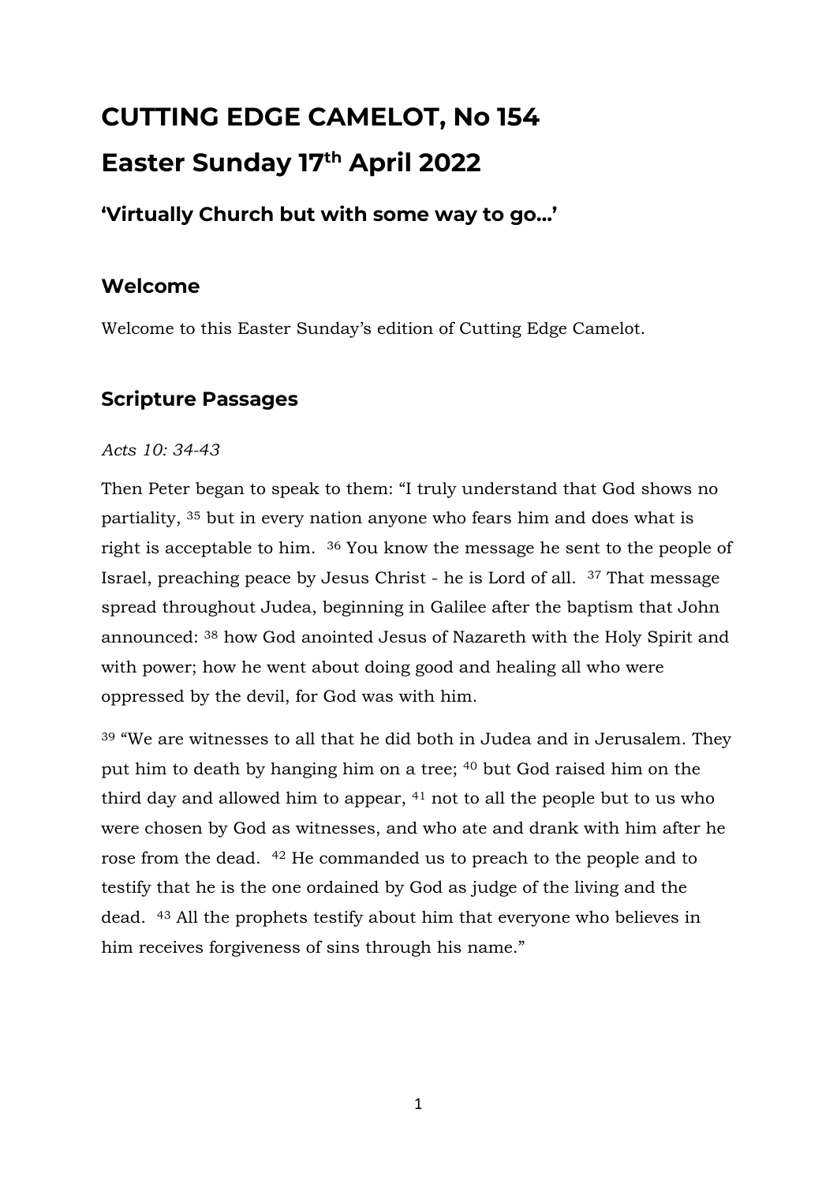# CUTTING EDGE CAMELOT, No 154

# Easter Sunday 17th April 2022

### 'Virtually Church but with some way to go…'

## Welcome

Welcome to this Easter Sunday's edition of Cutting Edge Camelot.

## Scripture Passages

*Acts 10: 34-43*

Then Peter began to speak to them: "I truly understand that God shows no partiality, [35] but in every nation anyone who fears him and does what is right is acceptable to him. [36] You know the message he sent to the people of Israel, preaching peace by Jesus Christ - he is Lord of all. [37] That message spread throughout Judea, beginning in Galilee after the baptism that John announced: [38] how God anointed Jesus of Nazareth with the Holy Spirit and with power; how he went about doing good and healing all who were oppressed by the devil, for God was with him.

[39] "We are witnesses to all that he did both in Judea and in Jerusalem. They put him to death by hanging him on a tree; [40] but God raised him on the third day and allowed him to appear, [41] not to all the people but to us who were chosen by God as witnesses, and who ate and drank with him after he rose from the dead. [42] He commanded us to preach to the people and to testify that he is the one ordained by God as judge of the living and the dead. [43] All the prophets testify about him that everyone who believes in him receives forgiveness of sins through his name."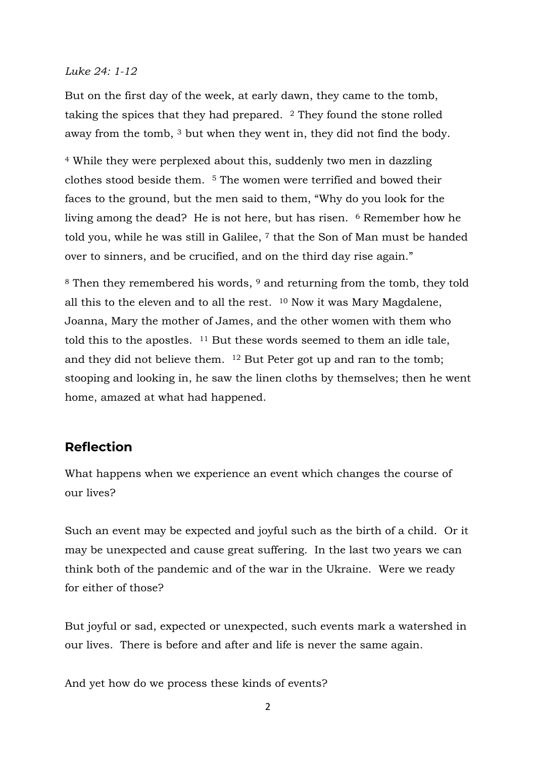*Luke 24: 1-12*

But on the first day of the week, at early dawn, they came to the tomb, taking the spices that they had prepared. [2] They found the stone rolled away from the tomb, [3] but when they went in, they did not find the body.

[4] While they were perplexed about this, suddenly two men in dazzling clothes stood beside them. [5] The women were terrified and bowed their faces to the ground, but the men said to them, "Why do you look for the living among the dead? He is not here, but has risen. [6] Remember how he told you, while he was still in Galilee, [7] that the Son of Man must be handed over to sinners, and be crucified, and on the third day rise again."

[8] Then they remembered his words, [9] and returning from the tomb, they told all this to the eleven and to all the rest. [10] Now it was Mary Magdalene, Joanna, Mary the mother of James, and the other women with them who told this to the apostles. [11] But these words seemed to them an idle tale, and they did not believe them. [12] But Peter got up and ran to the tomb; stooping and looking in, he saw the linen cloths by themselves; then he went home, amazed at what had happened.

## Reflection

What happens when we experience an event which changes the course of our lives?

Such an event may be expected and joyful such as the birth of a child. Or it may be unexpected and cause great suffering. In the last two years we can think both of the pandemic and of the war in the Ukraine. Were we ready for either of those?

But joyful or sad, expected or unexpected, such events mark a watershed in our lives. There is before and after and life is never the same again.

And yet how do we process these kinds of events?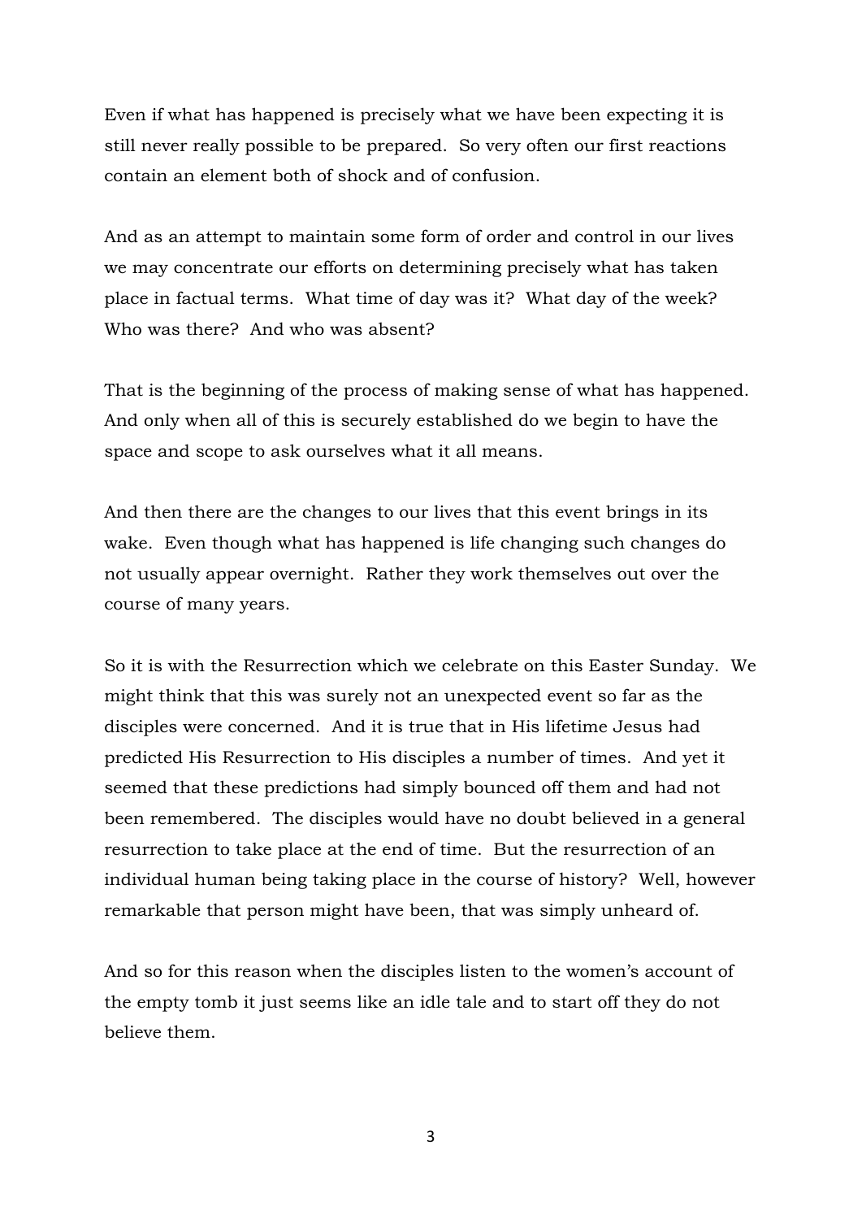Even if what has happened is precisely what we have been expecting it is still never really possible to be prepared. So very often our first reactions contain an element both of shock and of confusion.

And as an attempt to maintain some form of order and control in our lives we may concentrate our efforts on determining precisely what has taken place in factual terms. What time of day was it? What day of the week? Who was there? And who was absent?

That is the beginning of the process of making sense of what has happened. And only when all of this is securely established do we begin to have the space and scope to ask ourselves what it all means.

And then there are the changes to our lives that this event brings in its wake. Even though what has happened is life changing such changes do not usually appear overnight. Rather they work themselves out over the course of many years.

So it is with the Resurrection which we celebrate on this Easter Sunday. We might think that this was surely not an unexpected event so far as the disciples were concerned. And it is true that in His lifetime Jesus had predicted His Resurrection to His disciples a number of times. And yet it seemed that these predictions had simply bounced off them and had not been remembered. The disciples would have no doubt believed in a general resurrection to take place at the end of time. But the resurrection of an individual human being taking place in the course of history? Well, however remarkable that person might have been, that was simply unheard of.

And so for this reason when the disciples listen to the women's account of the empty tomb it just seems like an idle tale and to start off they do not believe them.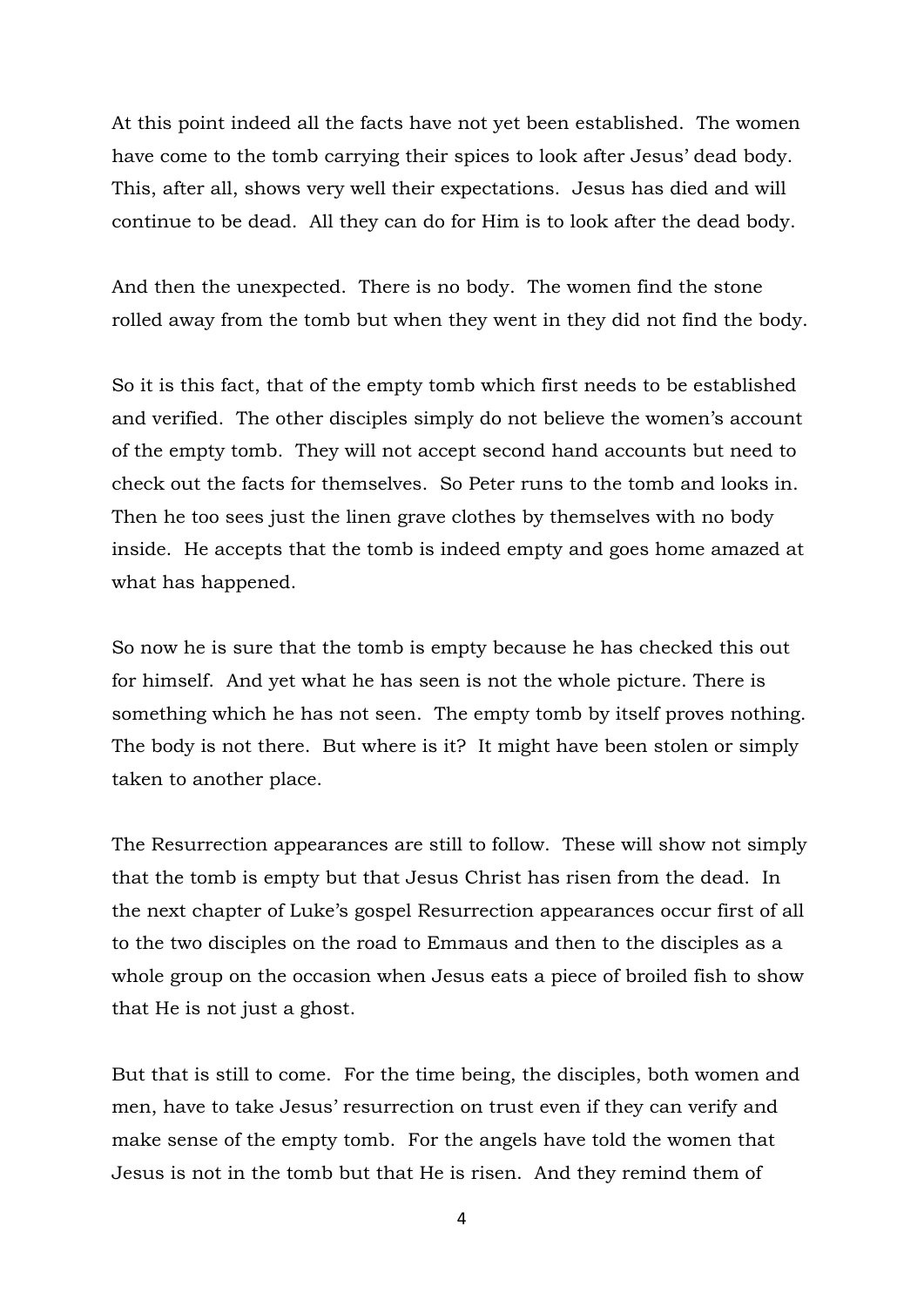At this point indeed all the facts have not yet been established. The women have come to the tomb carrying their spices to look after Jesus' dead body. This, after all, shows very well their expectations. Jesus has died and will continue to be dead. All they can do for Him is to look after the dead body.

And then the unexpected. There is no body. The women find the stone rolled away from the tomb but when they went in they did not find the body.

So it is this fact, that of the empty tomb which first needs to be established and verified. The other disciples simply do not believe the women's account of the empty tomb. They will not accept second hand accounts but need to check out the facts for themselves. So Peter runs to the tomb and looks in. Then he too sees just the linen grave clothes by themselves with no body inside. He accepts that the tomb is indeed empty and goes home amazed at what has happened.

So now he is sure that the tomb is empty because he has checked this out for himself. And yet what he has seen is not the whole picture. There is something which he has not seen. The empty tomb by itself proves nothing. The body is not there. But where is it? It might have been stolen or simply taken to another place.

The Resurrection appearances are still to follow. These will show not simply that the tomb is empty but that Jesus Christ has risen from the dead. In the next chapter of Luke's gospel Resurrection appearances occur first of all to the two disciples on the road to Emmaus and then to the disciples as a whole group on the occasion when Jesus eats a piece of broiled fish to show that He is not just a ghost.

But that is still to come. For the time being, the disciples, both women and men, have to take Jesus' resurrection on trust even if they can verify and make sense of the empty tomb. For the angels have told the women that Jesus is not in the tomb but that He is risen. And they remind them of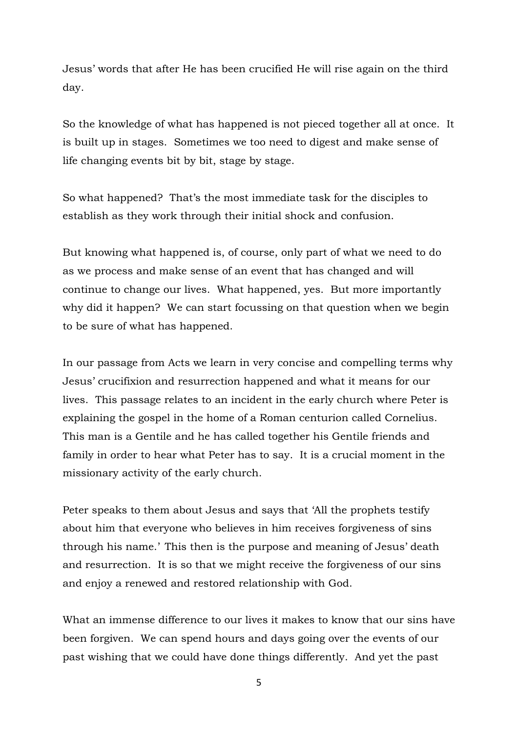Jesus' words that after He has been crucified He will rise again on the third day.

So the knowledge of what has happened is not pieced together all at once. It is built up in stages. Sometimes we too need to digest and make sense of life changing events bit by bit, stage by stage.

So what happened? That's the most immediate task for the disciples to establish as they work through their initial shock and confusion.

But knowing what happened is, of course, only part of what we need to do as we process and make sense of an event that has changed and will continue to change our lives. What happened, yes. But more importantly why did it happen? We can start focussing on that question when we begin to be sure of what has happened.

In our passage from Acts we learn in very concise and compelling terms why Jesus' crucifixion and resurrection happened and what it means for our lives. This passage relates to an incident in the early church where Peter is explaining the gospel in the home of a Roman centurion called Cornelius. This man is a Gentile and he has called together his Gentile friends and family in order to hear what Peter has to say. It is a crucial moment in the missionary activity of the early church.

Peter speaks to them about Jesus and says that 'All the prophets testify about him that everyone who believes in him receives forgiveness of sins through his name.' This then is the purpose and meaning of Jesus' death and resurrection. It is so that we might receive the forgiveness of our sins and enjoy a renewed and restored relationship with God.

What an immense difference to our lives it makes to know that our sins have been forgiven. We can spend hours and days going over the events of our past wishing that we could have done things differently. And yet the past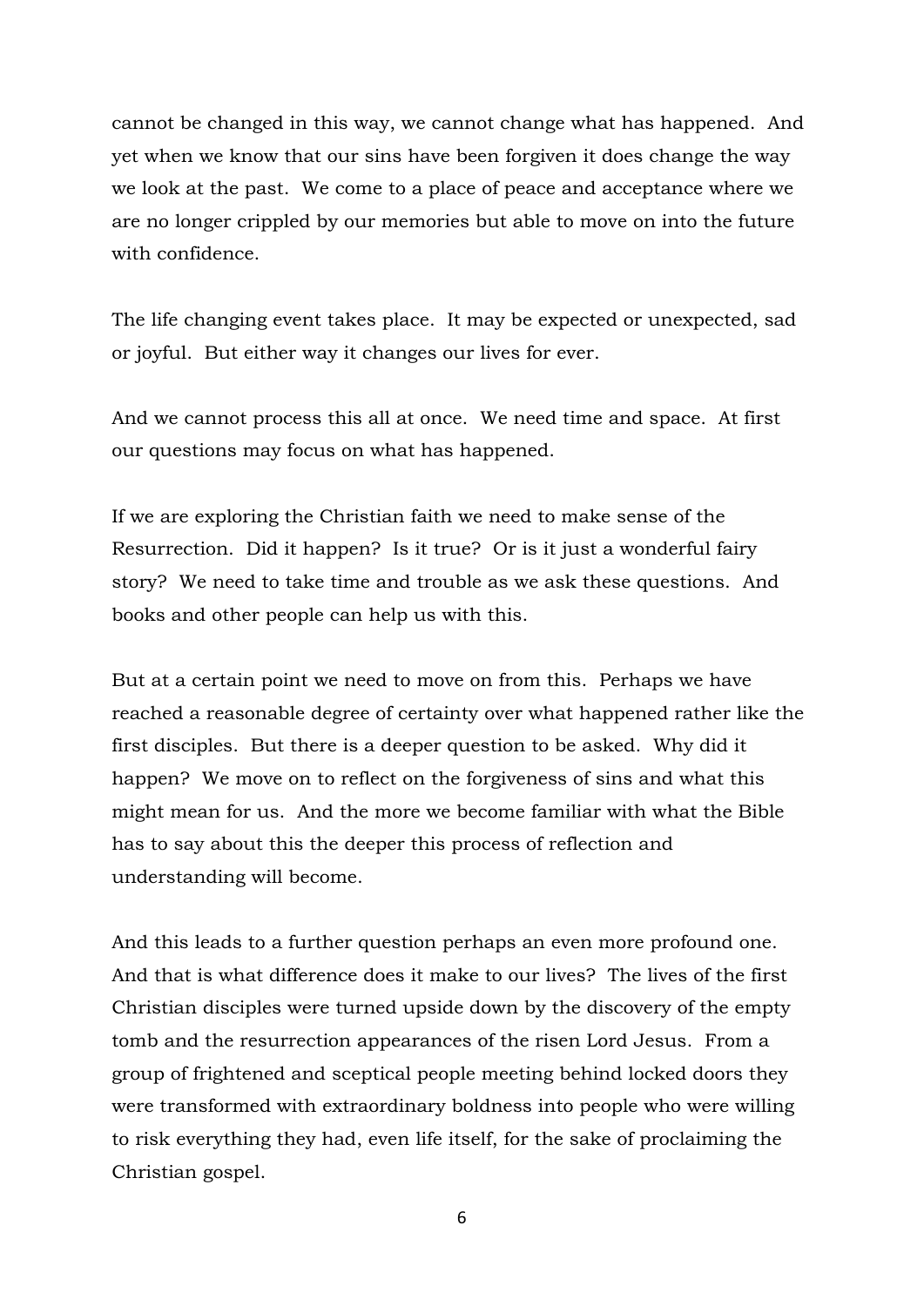cannot be changed in this way, we cannot change what has happened. And yet when we know that our sins have been forgiven it does change the way we look at the past. We come to a place of peace and acceptance where we are no longer crippled by our memories but able to move on into the future with confidence.

The life changing event takes place. It may be expected or unexpected, sad or joyful. But either way it changes our lives for ever.

And we cannot process this all at once. We need time and space. At first our questions may focus on what has happened.

If we are exploring the Christian faith we need to make sense of the Resurrection. Did it happen? Is it true? Or is it just a wonderful fairy story? We need to take time and trouble as we ask these questions. And books and other people can help us with this.

But at a certain point we need to move on from this. Perhaps we have reached a reasonable degree of certainty over what happened rather like the first disciples. But there is a deeper question to be asked. Why did it happen? We move on to reflect on the forgiveness of sins and what this might mean for us. And the more we become familiar with what the Bible has to say about this the deeper this process of reflection and understanding will become.

And this leads to a further question perhaps an even more profound one. And that is what difference does it make to our lives? The lives of the first Christian disciples were turned upside down by the discovery of the empty tomb and the resurrection appearances of the risen Lord Jesus. From a group of frightened and sceptical people meeting behind locked doors they were transformed with extraordinary boldness into people who were willing to risk everything they had, even life itself, for the sake of proclaiming the Christian gospel.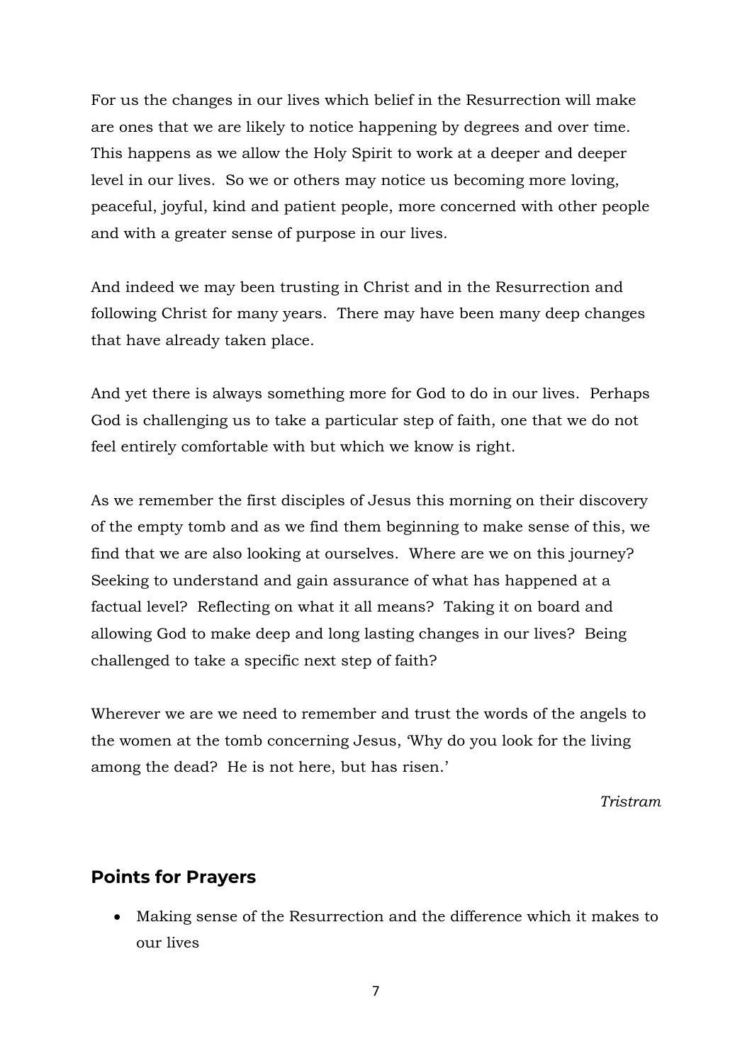For us the changes in our lives which belief in the Resurrection will make are ones that we are likely to notice happening by degrees and over time. This happens as we allow the Holy Spirit to work at a deeper and deeper level in our lives. So we or others may notice us becoming more loving, peaceful, joyful, kind and patient people, more concerned with other people and with a greater sense of purpose in our lives.

And indeed we may been trusting in Christ and in the Resurrection and following Christ for many years. There may have been many deep changes that have already taken place.

And yet there is always something more for God to do in our lives. Perhaps God is challenging us to take a particular step of faith, one that we do not feel entirely comfortable with but which we know is right.

As we remember the first disciples of Jesus this morning on their discovery of the empty tomb and as we find them beginning to make sense of this, we find that we are also looking at ourselves. Where are we on this journey? Seeking to understand and gain assurance of what has happened at a factual level? Reflecting on what it all means? Taking it on board and allowing God to make deep and long lasting changes in our lives? Being challenged to take a specific next step of faith?

Wherever we are we need to remember and trust the words of the angels to the women at the tomb concerning Jesus, 'Why do you look for the living among the dead? He is not here, but has risen.'

*Tristram*

## Points for Prayers

- Making sense of the Resurrection and the difference which it makes to our lives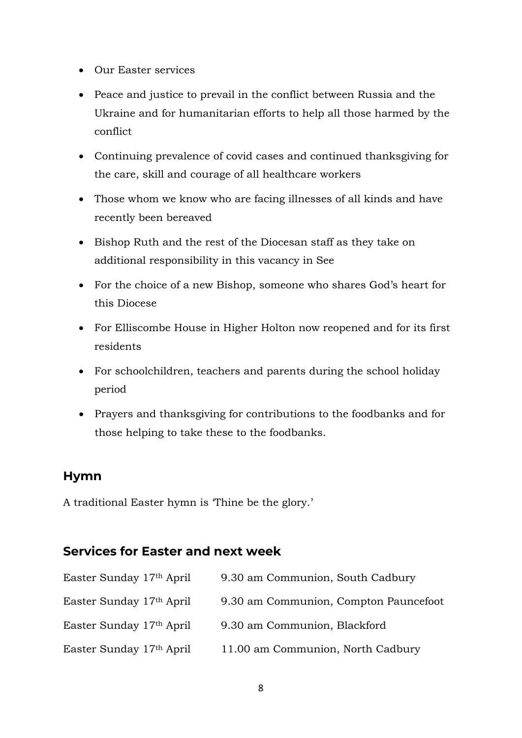- Our Easter services
- Peace and justice to prevail in the conflict between Russia and the Ukraine and for humanitarian efforts to help all those harmed by the conflict
- Continuing prevalence of covid cases and continued thanksgiving for the care, skill and courage of all healthcare workers
- Those whom we know who are facing illnesses of all kinds and have recently been bereaved
- Bishop Ruth and the rest of the Diocesan staff as they take on additional responsibility in this vacancy in See
- For the choice of a new Bishop, someone who shares God's heart for this Diocese
- For Elliscombe House in Higher Holton now reopened and for its first residents
- For schoolchildren, teachers and parents during the school holiday period
- Prayers and thanksgiving for contributions to the foodbanks and for those helping to take these to the foodbanks.

## Hymn

A traditional Easter hymn is 'Thine be the glory.'

## Services for Easter and next week

| | |
|---|---|
| Easter Sunday 17th April | 9.30 am Communion, South Cadbury |
| Easter Sunday 17th April | 9.30 am Communion, Compton Pauncefoot |
| Easter Sunday 17th April | 9.30 am Communion, Blackford |
| Easter Sunday 17th April | 11.00 am Communion, North Cadbury |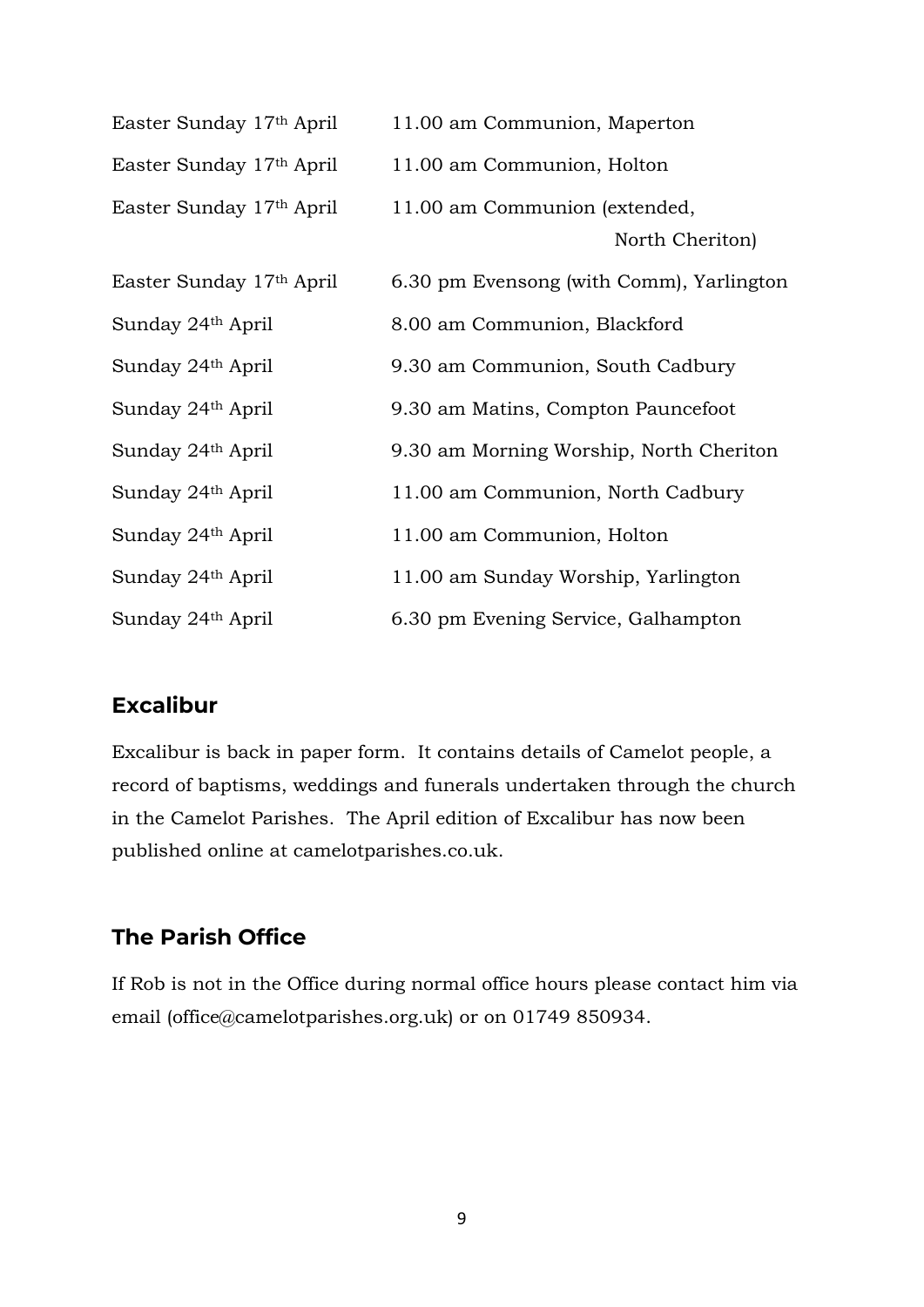| | |
|---|---|
| Easter Sunday 17th April | 11.00 am Communion, Maperton |
| Easter Sunday 17th April | 11.00 am Communion, Holton |
| Easter Sunday 17th April | 11.00 am Communion (extended, North Cheriton) |
| Easter Sunday 17th April | 6.30 pm Evensong (with Comm), Yarlington |
| Sunday 24th April | 8.00 am Communion, Blackford |
| Sunday 24th April | 9.30 am Communion, South Cadbury |
| Sunday 24th April | 9.30 am Matins, Compton Pauncefoot |
| Sunday 24th April | 9.30 am Morning Worship, North Cheriton |
| Sunday 24th April | 11.00 am Communion, North Cadbury |
| Sunday 24th April | 11.00 am Communion, Holton |
| Sunday 24th April | 11.00 am Sunday Worship, Yarlington |
| Sunday 24th April | 6.30 pm Evening Service, Galhampton |

## Excalibur

Excalibur is back in paper form. It contains details of Camelot people, a record of baptisms, weddings and funerals undertaken through the church in the Camelot Parishes. The April edition of Excalibur has now been published online at camelotparishes.co.uk.

## The Parish Office

If Rob is not in the Office during normal office hours please contact him via email (office@camelotparishes.org.uk) or on 01749 850934.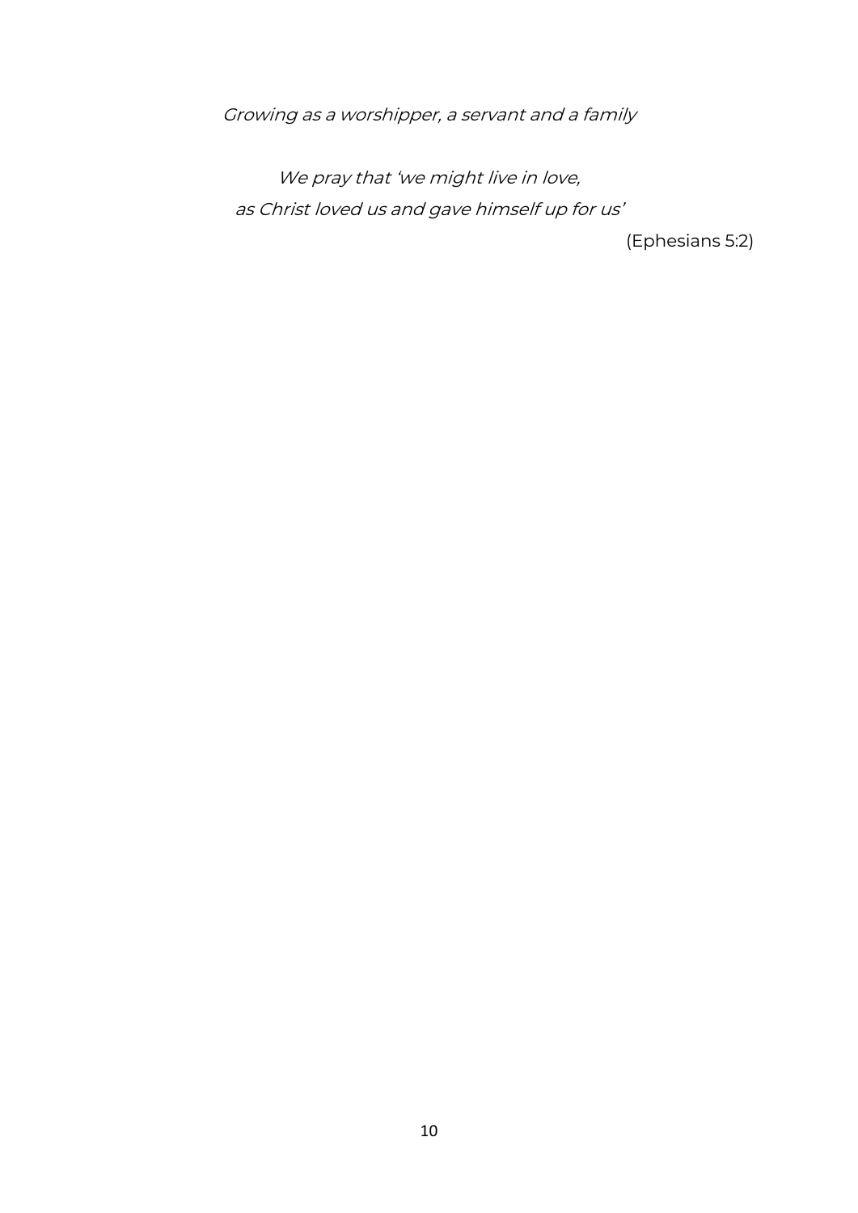*Growing as a worshipper, a servant and a family*

*We pray that 'we might live in love,*
*as Christ loved us and gave himself up for us'*

(Ephesians 5:2)